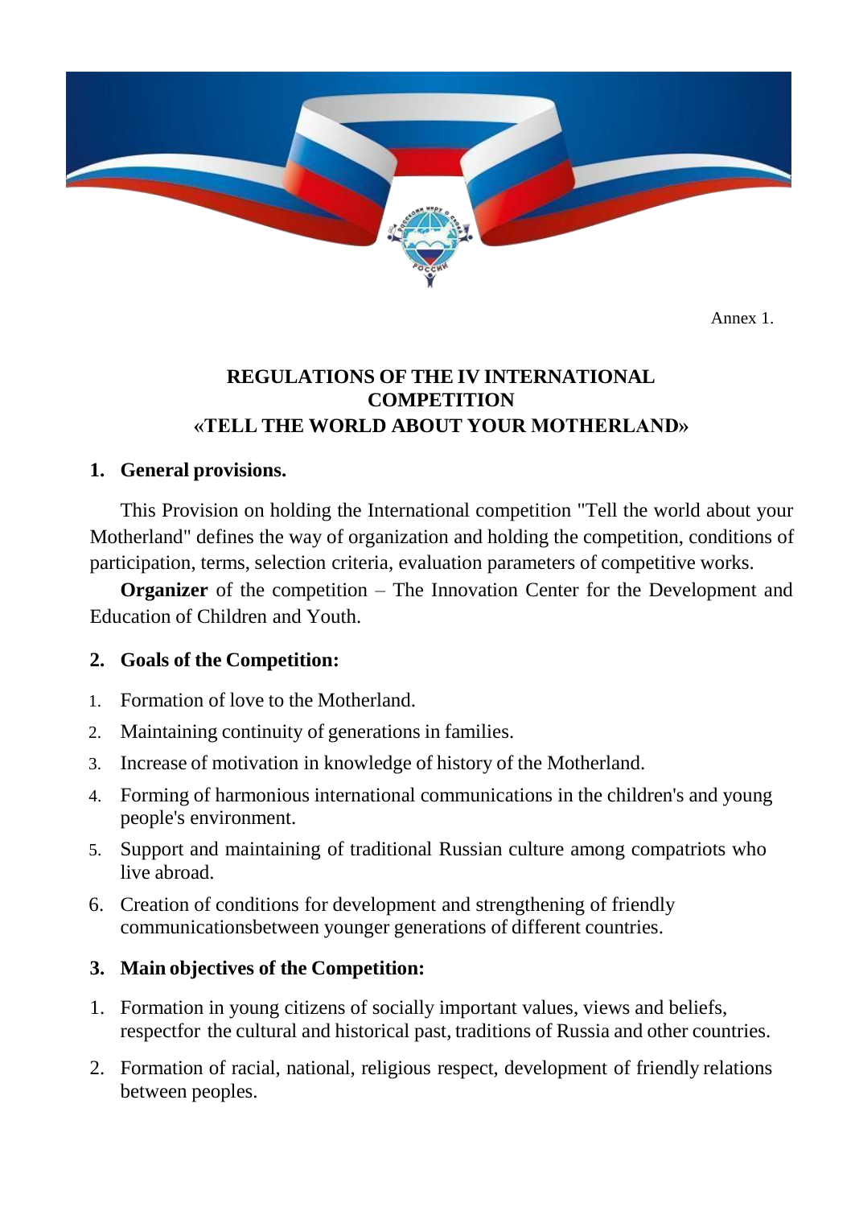Annex 1.

# REGULATIONS OF THE IV INTERNATIONAL COMPETITION «TELL THE WORLD ABOUT YOUR MOTHERLAND»

## 1. General provisions.

This Provision on holding the International competition "Tell the world about your Motherland" defines the way of organization and holding the competition, conditions of participation, terms, selection criteria, evaluation parameters of competitive works.

**Organizer** of the competition – The Innovation Center for the Development and Education of Children and Youth.

## 2. Goals of the Competition:

1. Formation of love to the Motherland.
2. Maintaining continuity of generations in families.
3. Increase of motivation in knowledge of history of the Motherland.
4. Forming of harmonious international communications in the children's and young people's environment.
5. Support and maintaining of traditional Russian culture among compatriots who live abroad.
6. Creation of conditions for development and strengthening of friendly communicationsbetween younger generations of different countries.

## 3. Main objectives of the Competition:

1. Formation in young citizens of socially important values, views and beliefs, respectfor the cultural and historical past, traditions of Russia and other countries.
2. Formation of racial, national, religious respect, development of friendly relations between peoples.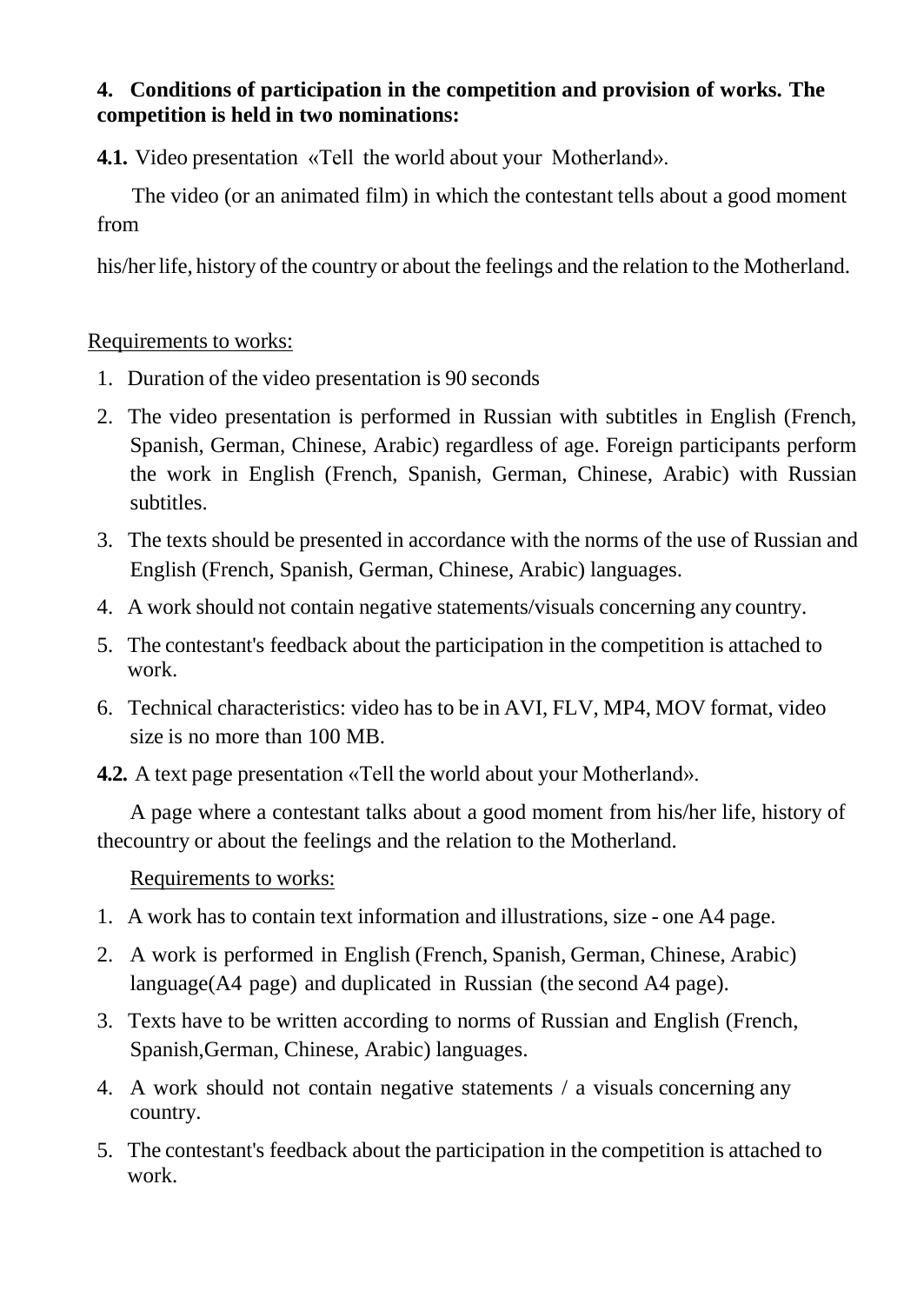**4. Conditions of participation in the competition and provision of works. The competition is held in two nominations:**

**4.1.** Video presentation «Tell the world about your Motherland».

The video (or an animated film) in which the contestant tells about a good moment from his/her life, history of the country or about the feelings and the relation to the Motherland.

Requirements to works:

1. Duration of the video presentation is 90 seconds
2. The video presentation is performed in Russian with subtitles in English (French, Spanish, German, Chinese, Arabic) regardless of age. Foreign participants perform the work in English (French, Spanish, German, Chinese, Arabic) with Russian subtitles.
3. The texts should be presented in accordance with the norms of the use of Russian and English (French, Spanish, German, Chinese, Arabic) languages.
4. A work should not contain negative statements/visuals concerning any country.
5. The contestant's feedback about the participation in the competition is attached to work.
6. Technical characteristics: video has to be in AVI, FLV, MP4, MOV format, video size is no more than 100 MB.

**4.2.** A text page presentation «Tell the world about your Motherland».

A page where a contestant talks about a good moment from his/her life, history of thecountry or about the feelings and the relation to the Motherland.

Requirements to works:

1. A work has to contain text information and illustrations, size - one A4 page.
2. A work is performed in English (French, Spanish, German, Chinese, Arabic) language(A4 page) and duplicated in Russian (the second A4 page).
3. Texts have to be written according to norms of Russian and English (French, Spanish,German, Chinese, Arabic) languages.
4. A work should not contain negative statements / a visuals concerning any country.
5. The contestant's feedback about the participation in the competition is attached to work.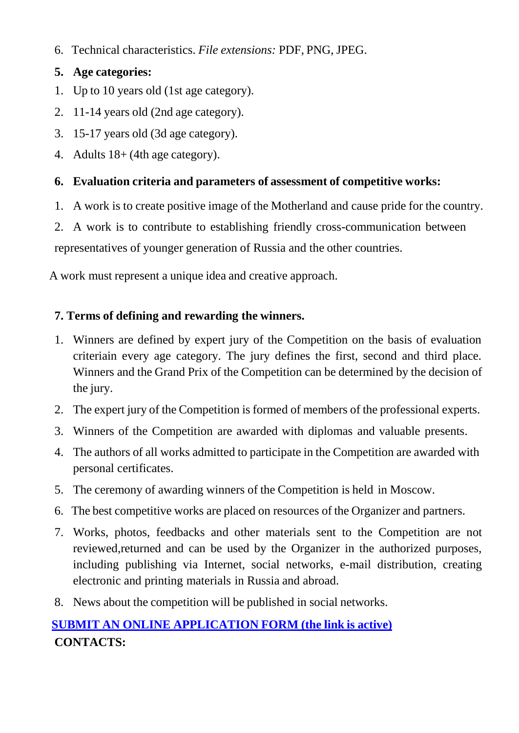6. Technical characteristics. *File extensions:* PDF, PNG, JPEG.

**5. Age categories:**

1. Up to 10 years old (1st age category).
2. 11-14 years old (2nd age category).
3. 15-17 years old (3d age category).
4. Adults 18+ (4th age category).

**6. Evaluation criteria and parameters of assessment of competitive works:**

1. A work is to create positive image of the Motherland and cause pride for the country.
2. A work is to contribute to establishing friendly cross-communication between representatives of younger generation of Russia and the other countries.

A work must represent a unique idea and creative approach.

**7. Terms of defining and rewarding the winners.**

1. Winners are defined by expert jury of the Competition on the basis of evaluation criteriain every age category. The jury defines the first, second and third place. Winners and the Grand Prix of the Competition can be determined by the decision of the jury.
2. The expert jury of the Competition is formed of members of the professional experts.
3. Winners of the Competition are awarded with diplomas and valuable presents.
4. The authors of all works admitted to participate in the Competition are awarded with personal certificates.
5. The ceremony of awarding winners of the Competition is held in Moscow.
6. The best competitive works are placed on resources of the Organizer and partners.
7. Works, photos, feedbacks and other materials sent to the Competition are not reviewed,returned and can be used by the Organizer in the authorized purposes, including publishing via Internet, social networks, e-mail distribution, creating electronic and printing materials in Russia and abroad.
8. News about the competition will be published in social networks.

**SUBMIT AN ONLINE APPLICATION FORM (the link is active)**

**CONTACTS:**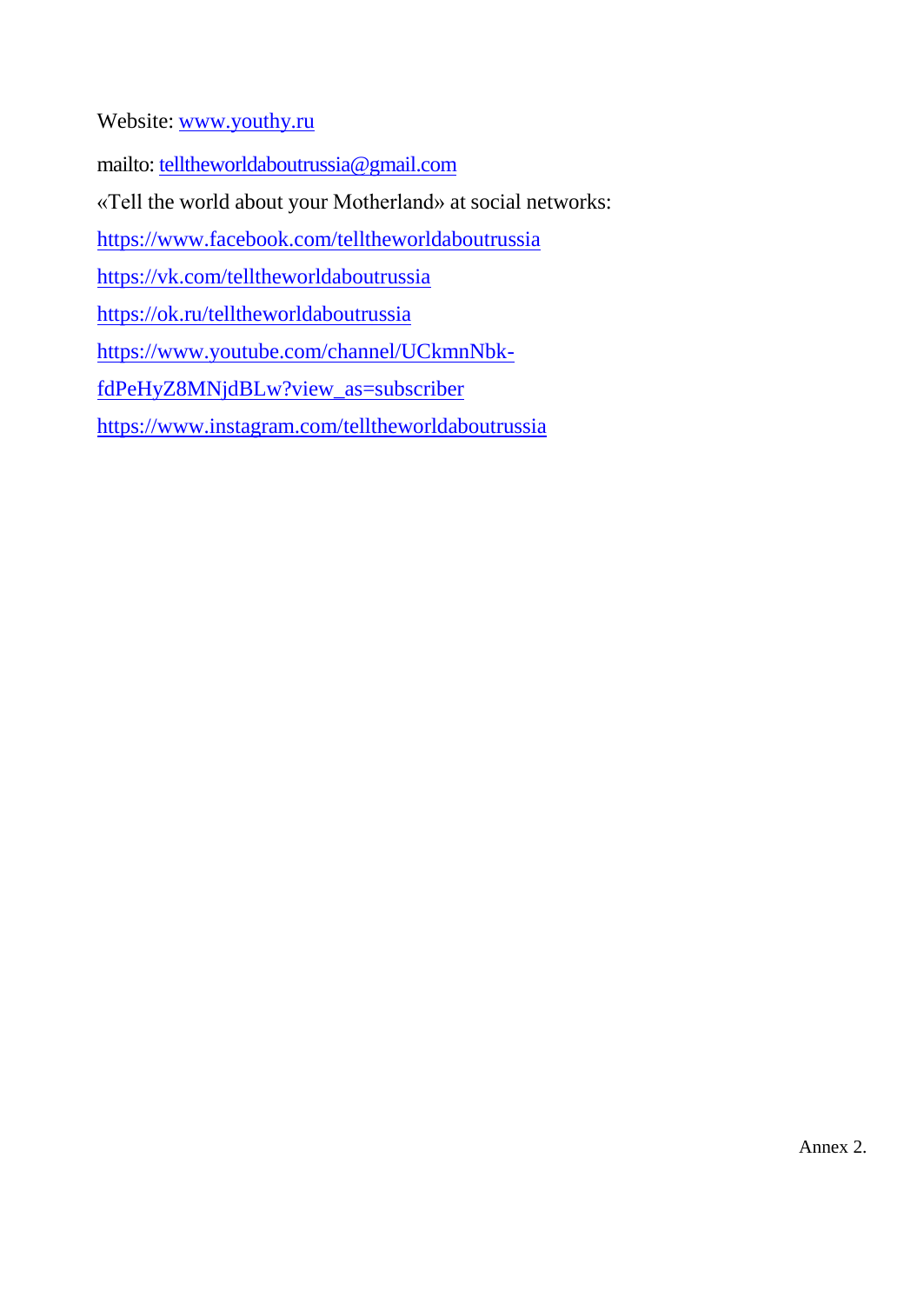Website: www.youthy.ru

mailto: telltheworldaboutrussia@gmail.com

«Tell the world about your Motherland» at social networks:

https://www.facebook.com/telltheworldaboutrussia

https://vk.com/telltheworldaboutrussia

https://ok.ru/telltheworldaboutrussia

https://www.youtube.com/channel/UCkmnNbk-fdPeHyZ8MNjdBLw?view_as=subscriber

https://www.instagram.com/telltheworldaboutrussia

Annex 2.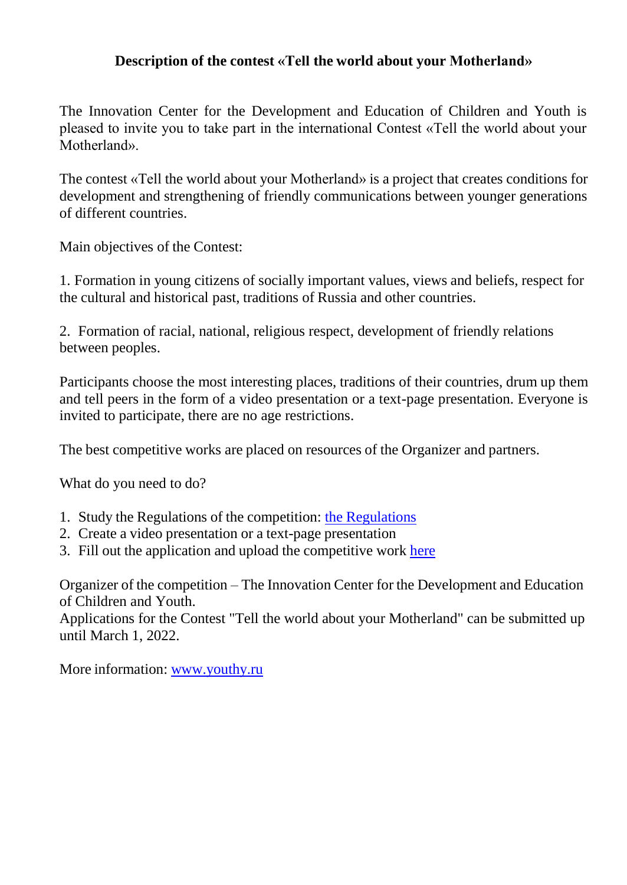**Description of the contest «Tell the world about your Motherland»**

The Innovation Center for the Development and Education of Children and Youth is pleased to invite you to take part in the international Contest «Tell the world about your Motherland».

The contest «Tell the world about your Motherland» is a project that creates conditions for development and strengthening of friendly communications between younger generations of different countries.

Main objectives of the Contest:

1. Formation in young citizens of socially important values, views and beliefs, respect for the cultural and historical past, traditions of Russia and other countries.

2. Formation of racial, national, religious respect, development of friendly relations between peoples.

Participants choose the most interesting places, traditions of their countries, drum up them and tell peers in the form of a video presentation or a text-page presentation. Everyone is invited to participate, there are no age restrictions.

The best competitive works are placed on resources of the Organizer and partners.

What do you need to do?

1. Study the Regulations of the competition: the Regulations
2. Create a video presentation or a text-page presentation
3. Fill out the application and upload the competitive work here

Organizer of the competition – The Innovation Center for the Development and Education of Children and Youth.
Applications for the Contest "Tell the world about your Motherland" can be submitted up until March 1, 2022.

More information: www.youthy.ru